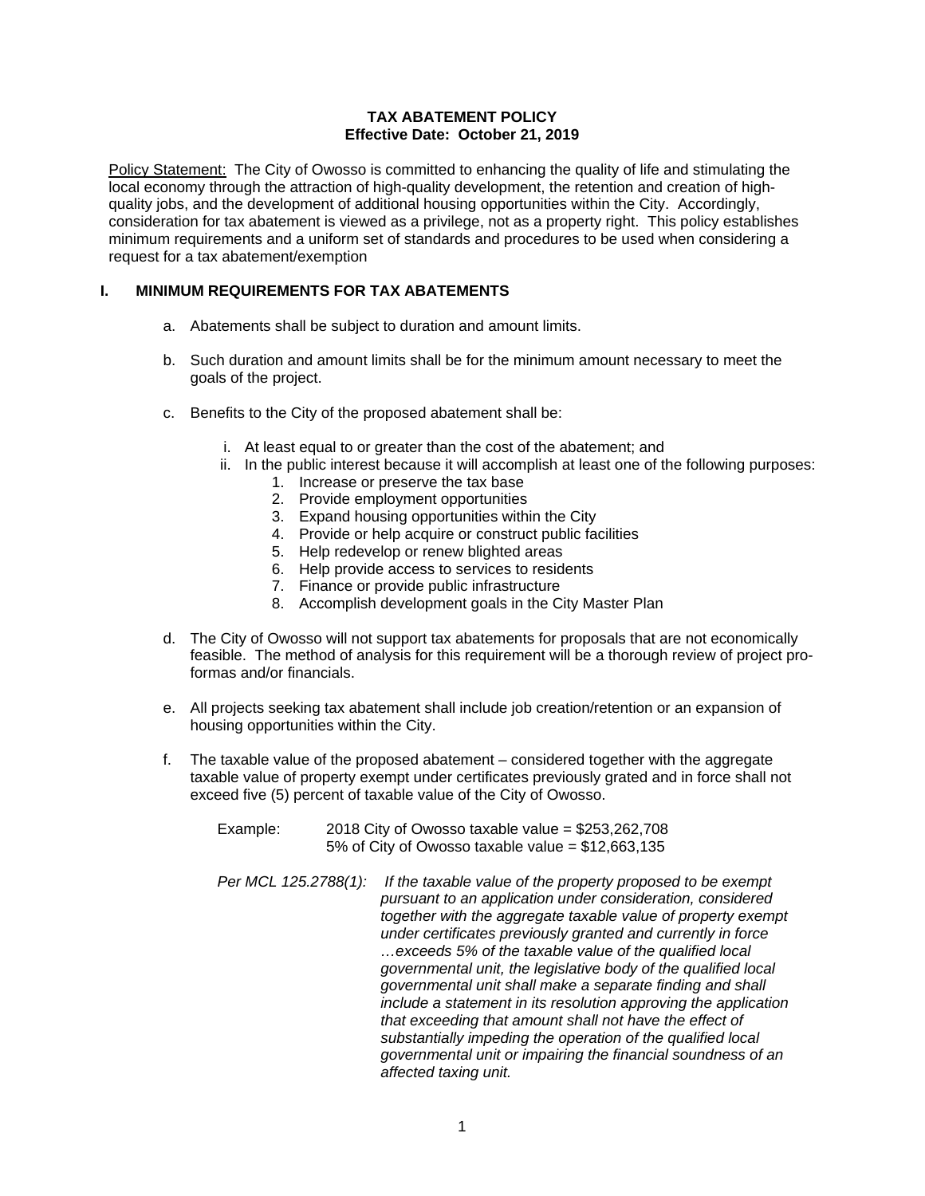**TAX ABATEMENT POLICY**
**Effective Date: October 21, 2019**

Policy Statement: The City of Owosso is committed to enhancing the quality of life and stimulating the local economy through the attraction of high-quality development, the retention and creation of high-quality jobs, and the development of additional housing opportunities within the City. Accordingly, consideration for tax abatement is viewed as a privilege, not as a property right. This policy establishes minimum requirements and a uniform set of standards and procedures to be used when considering a request for a tax abatement/exemption

## I. MINIMUM REQUIREMENTS FOR TAX ABATEMENTS

a. Abatements shall be subject to duration and amount limits.

b. Such duration and amount limits shall be for the minimum amount necessary to meet the goals of the project.

c. Benefits to the City of the proposed abatement shall be:

   i. At least equal to or greater than the cost of the abatement; and
   ii. In the public interest because it will accomplish at least one of the following purposes:
      1. Increase or preserve the tax base
      2. Provide employment opportunities
      3. Expand housing opportunities within the City
      4. Provide or help acquire or construct public facilities
      5. Help redevelop or renew blighted areas
      6. Help provide access to services to residents
      7. Finance or provide public infrastructure
      8. Accomplish development goals in the City Master Plan

d. The City of Owosso will not support tax abatements for proposals that are not economically feasible. The method of analysis for this requirement will be a thorough review of project pro-formas and/or financials.

e. All projects seeking tax abatement shall include job creation/retention or an expansion of housing opportunities within the City.

f. The taxable value of the proposed abatement – considered together with the aggregate taxable value of property exempt under certificates previously grated and in force shall not exceed five (5) percent of taxable value of the City of Owosso.

   Example: 2018 City of Owosso taxable value = $253,262,708
   5% of City of Owosso taxable value = $12,663,135

   *Per MCL 125.2788(1): If the taxable value of the property proposed to be exempt pursuant to an application under consideration, considered together with the aggregate taxable value of property exempt under certificates previously granted and currently in force …exceeds 5% of the taxable value of the qualified local governmental unit, the legislative body of the qualified local governmental unit shall make a separate finding and shall include a statement in its resolution approving the application that exceeding that amount shall not have the effect of substantially impeding the operation of the qualified local governmental unit or impairing the financial soundness of an affected taxing unit.*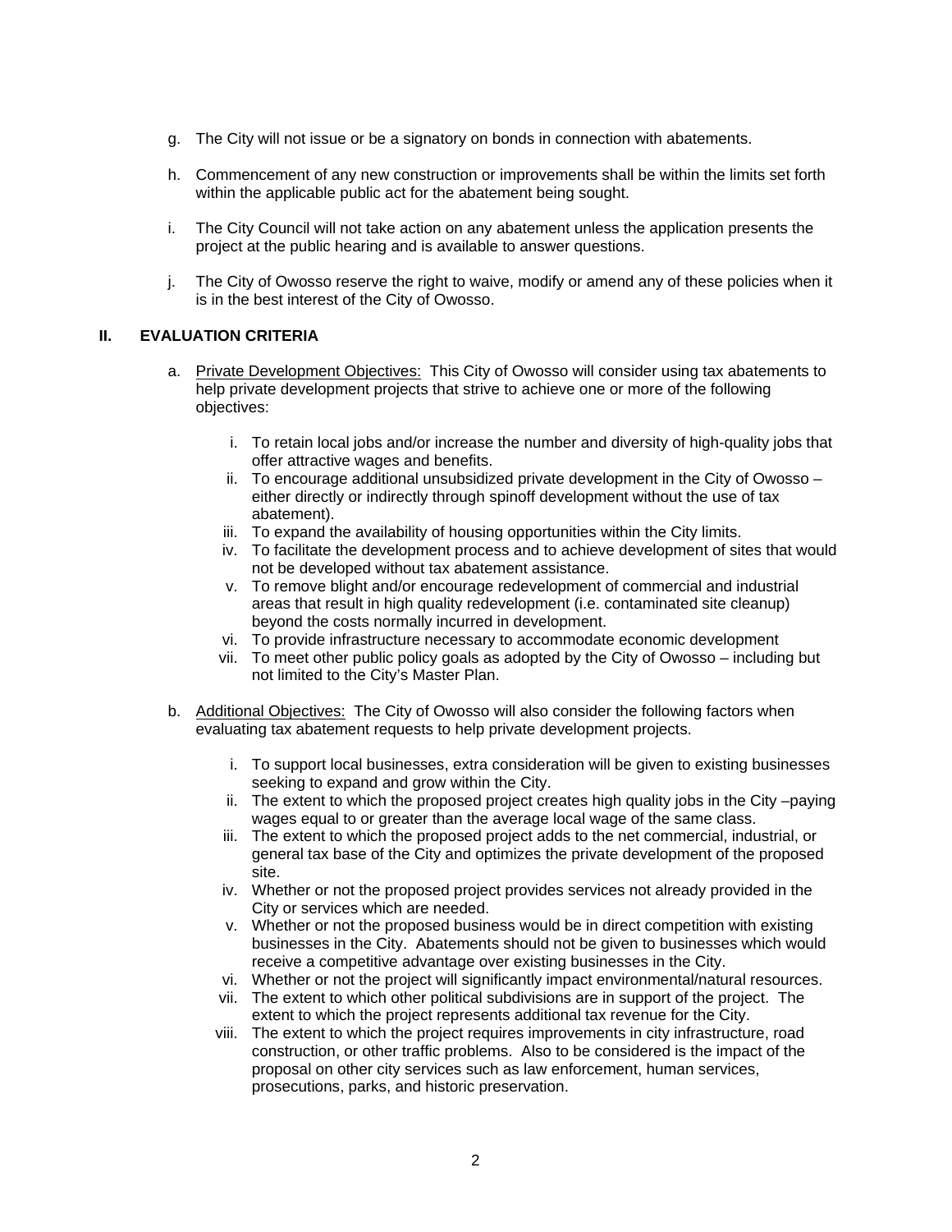g. The City will not issue or be a signatory on bonds in connection with abatements.

h. Commencement of any new construction or improvements shall be within the limits set forth within the applicable public act for the abatement being sought.

i. The City Council will not take action on any abatement unless the application presents the project at the public hearing and is available to answer questions.

j. The City of Owosso reserve the right to waive, modify or amend any of these policies when it is in the best interest of the City of Owosso.

## II. EVALUATION CRITERIA

a. Private Development Objectives: This City of Owosso will consider using tax abatements to help private development projects that strive to achieve one or more of the following objectives:

   i. To retain local jobs and/or increase the number and diversity of high-quality jobs that offer attractive wages and benefits.
   ii. To encourage additional unsubsidized private development in the City of Owosso – either directly or indirectly through spinoff development without the use of tax abatement).
   iii. To expand the availability of housing opportunities within the City limits.
   iv. To facilitate the development process and to achieve development of sites that would not be developed without tax abatement assistance.
   v. To remove blight and/or encourage redevelopment of commercial and industrial areas that result in high quality redevelopment (i.e. contaminated site cleanup) beyond the costs normally incurred in development.
   vi. To provide infrastructure necessary to accommodate economic development
   vii. To meet other public policy goals as adopted by the City of Owosso – including but not limited to the City's Master Plan.

b. Additional Objectives: The City of Owosso will also consider the following factors when evaluating tax abatement requests to help private development projects.

   i. To support local businesses, extra consideration will be given to existing businesses seeking to expand and grow within the City.
   ii. The extent to which the proposed project creates high quality jobs in the City –paying wages equal to or greater than the average local wage of the same class.
   iii. The extent to which the proposed project adds to the net commercial, industrial, or general tax base of the City and optimizes the private development of the proposed site.
   iv. Whether or not the proposed project provides services not already provided in the City or services which are needed.
   v. Whether or not the proposed business would be in direct competition with existing businesses in the City. Abatements should not be given to businesses which would receive a competitive advantage over existing businesses in the City.
   vi. Whether or not the project will significantly impact environmental/natural resources.
   vii. The extent to which other political subdivisions are in support of the project. The extent to which the project represents additional tax revenue for the City.
   viii. The extent to which the project requires improvements in city infrastructure, road construction, or other traffic problems. Also to be considered is the impact of the proposal on other city services such as law enforcement, human services, prosecutions, parks, and historic preservation.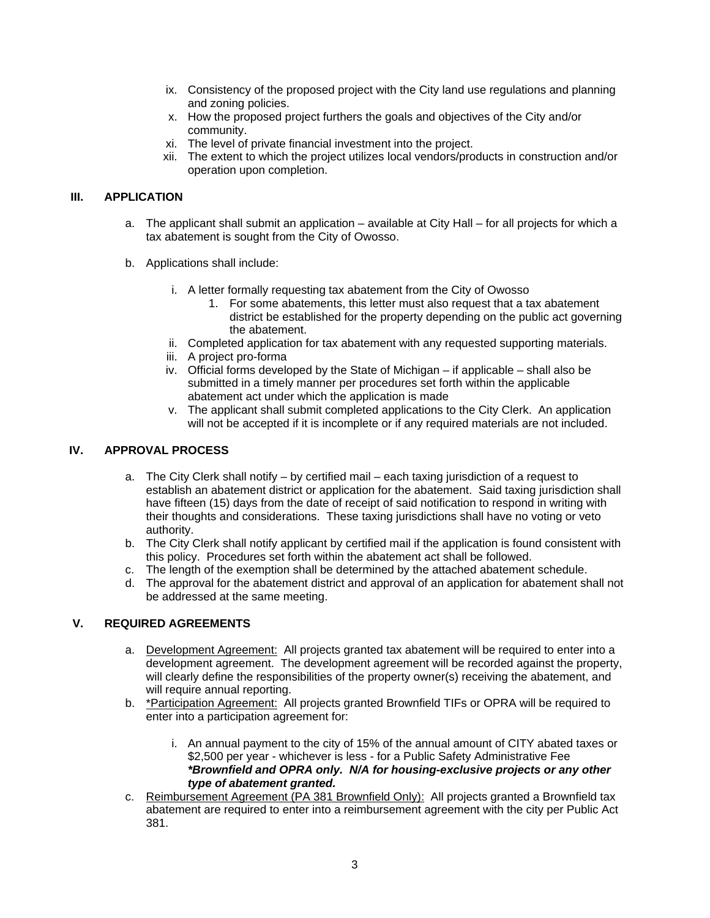ix. Consistency of the proposed project with the City land use regulations and planning and zoning policies.
x. How the proposed project furthers the goals and objectives of the City and/or community.
xi. The level of private financial investment into the project.
xii. The extent to which the project utilizes local vendors/products in construction and/or operation upon completion.

## III. APPLICATION

a. The applicant shall submit an application – available at City Hall – for all projects for which a tax abatement is sought from the City of Owosso.

b. Applications shall include:

   i. A letter formally requesting tax abatement from the City of Owosso
      1. For some abatements, this letter must also request that a tax abatement district be established for the property depending on the public act governing the abatement.
   ii. Completed application for tax abatement with any requested supporting materials.
   iii. A project pro-forma
   iv. Official forms developed by the State of Michigan – if applicable – shall also be submitted in a timely manner per procedures set forth within the applicable abatement act under which the application is made
   v. The applicant shall submit completed applications to the City Clerk. An application will not be accepted if it is incomplete or if any required materials are not included.

## IV. APPROVAL PROCESS

a. The City Clerk shall notify – by certified mail – each taxing jurisdiction of a request to establish an abatement district or application for the abatement. Said taxing jurisdiction shall have fifteen (15) days from the date of receipt of said notification to respond in writing with their thoughts and considerations. These taxing jurisdictions shall have no voting or veto authority.
b. The City Clerk shall notify applicant by certified mail if the application is found consistent with this policy. Procedures set forth within the abatement act shall be followed.
c. The length of the exemption shall be determined by the attached abatement schedule.
d. The approval for the abatement district and approval of an application for abatement shall not be addressed at the same meeting.

## V. REQUIRED AGREEMENTS

a. Development Agreement: All projects granted tax abatement will be required to enter into a development agreement. The development agreement will be recorded against the property, will clearly define the responsibilities of the property owner(s) receiving the abatement, and will require annual reporting.
b. *Participation Agreement: All projects granted Brownfield TIFs or OPRA will be required to enter into a participation agreement for:

   i. An annual payment to the city of 15% of the annual amount of CITY abated taxes or $2,500 per year - whichever is less - for a Public Safety Administrative Fee
   ***Brownfield and OPRA only. N/A for housing-exclusive projects or any other type of abatement granted.***
c. Reimbursement Agreement (PA 381 Brownfield Only): All projects granted a Brownfield tax abatement are required to enter into a reimbursement agreement with the city per Public Act 381.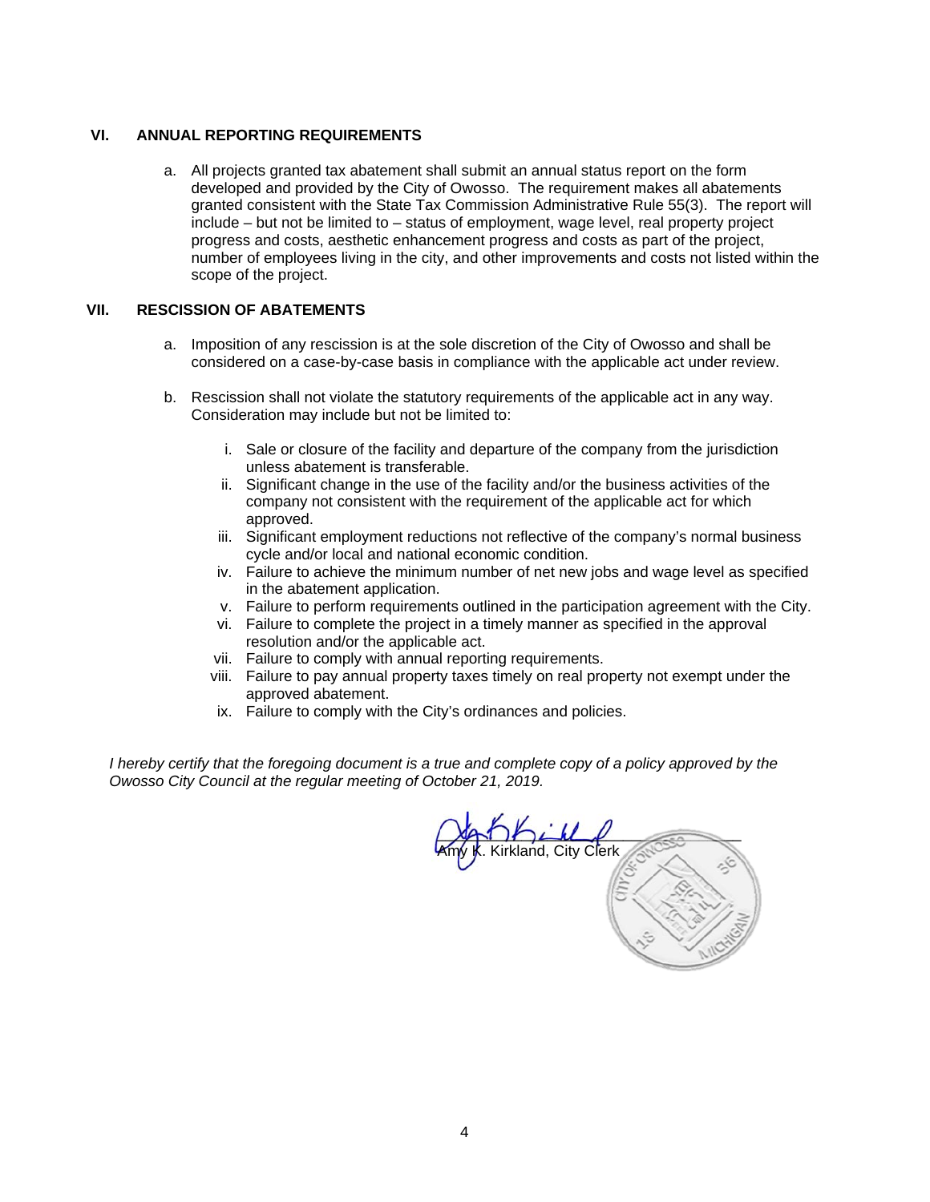## VI. ANNUAL REPORTING REQUIREMENTS

a. All projects granted tax abatement shall submit an annual status report on the form developed and provided by the City of Owosso. The requirement makes all abatements granted consistent with the State Tax Commission Administrative Rule 55(3). The report will include – but not be limited to – status of employment, wage level, real property project progress and costs, aesthetic enhancement progress and costs as part of the project, number of employees living in the city, and other improvements and costs not listed within the scope of the project.

## VII. RESCISSION OF ABATEMENTS

a. Imposition of any rescission is at the sole discretion of the City of Owosso and shall be considered on a case-by-case basis in compliance with the applicable act under review.

b. Rescission shall not violate the statutory requirements of the applicable act in any way. Consideration may include but not be limited to:

   i. Sale or closure of the facility and departure of the company from the jurisdiction unless abatement is transferable.
   ii. Significant change in the use of the facility and/or the business activities of the company not consistent with the requirement of the applicable act for which approved.
   iii. Significant employment reductions not reflective of the company's normal business cycle and/or local and national economic condition.
   iv. Failure to achieve the minimum number of net new jobs and wage level as specified in the abatement application.
   v. Failure to perform requirements outlined in the participation agreement with the City.
   vi. Failure to complete the project in a timely manner as specified in the approval resolution and/or the applicable act.
   vii. Failure to comply with annual reporting requirements.
   viii. Failure to pay annual property taxes timely on real property not exempt under the approved abatement.
   ix. Failure to comply with the City's ordinances and policies.

*I hereby certify that the foregoing document is a true and complete copy of a policy approved by the Owosso City Council at the regular meeting of October 21, 2019.*

Amy K. Kirkland, City Clerk